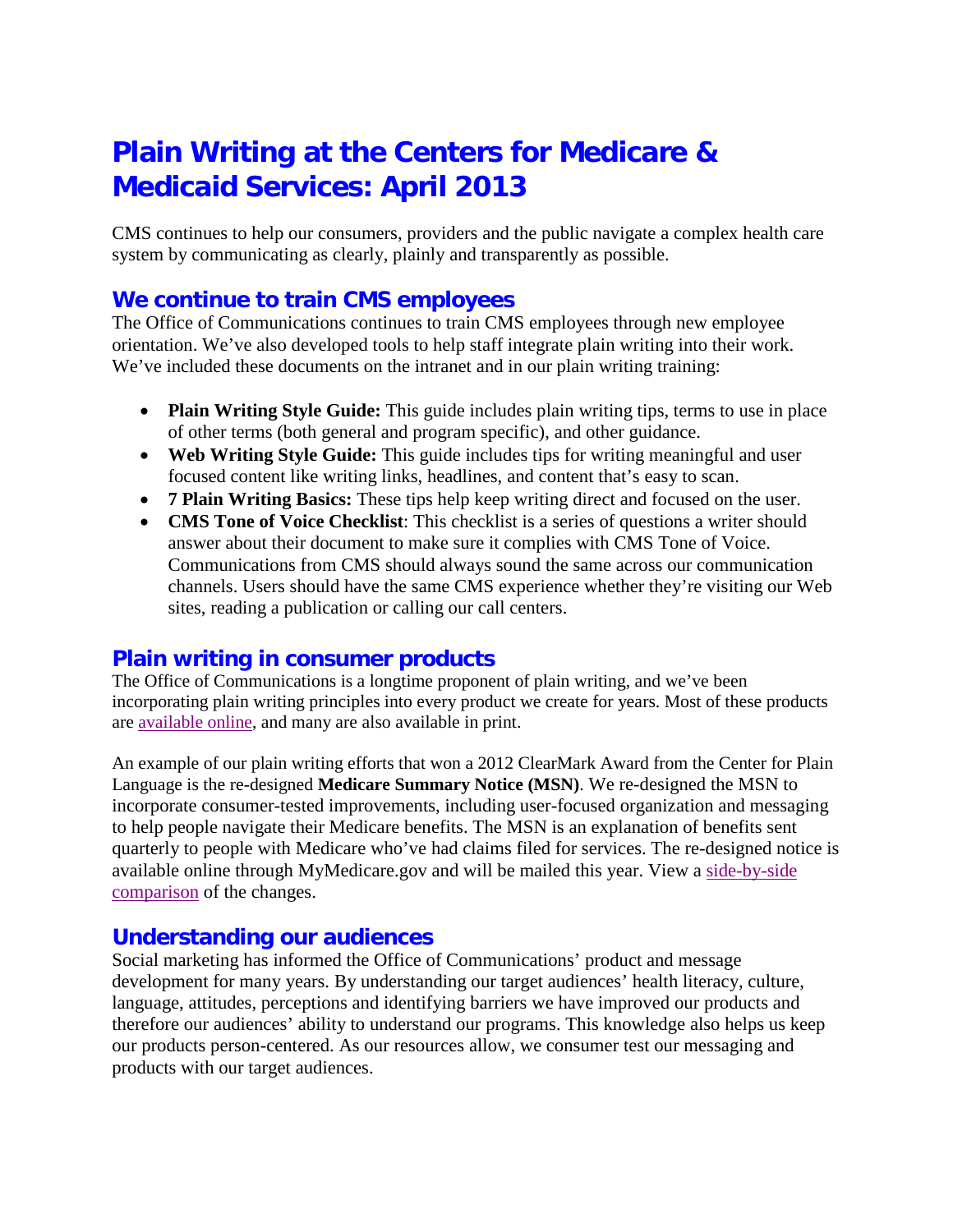# Plain Writing at the Centers for Medicare & Medicaid Services: April 2013

CMS continues to help our consumers, providers and the public navigate a complex health care system by communicating as clearly, plainly and transparently as possible.

## We continue to train CMS employees

The Office of Communications continues to train CMS employees through new employee orientation. We've also developed tools to help staff integrate plain writing into their work. We've included these documents on the intranet and in our plain writing training:

- **Plain Writing Style Guide:** This guide includes plain writing tips, terms to use in place of other terms (both general and program specific), and other guidance.
- **Web Writing Style Guide:** This guide includes tips for writing meaningful and user focused content like writing links, headlines, and content that's easy to scan.
- **7 Plain Writing Basics:** These tips help keep writing direct and focused on the user.
- **CMS Tone of Voice Checklist**: This checklist is a series of questions a writer should answer about their document to make sure it complies with CMS Tone of Voice. Communications from CMS should always sound the same across our communication channels. Users should have the same CMS experience whether they're visiting our Web sites, reading a publication or calling our call centers.

## Plain writing in consumer products

The Office of Communications is a longtime proponent of plain writing, and we've been incorporating plain writing principles into every product we create for years. Most of these products are available online, and many are also available in print.

An example of our plain writing efforts that won a 2012 ClearMark Award from the Center for Plain Language is the re-designed **Medicare Summary Notice (MSN)**. We re-designed the MSN to incorporate consumer-tested improvements, including user-focused organization and messaging to help people navigate their Medicare benefits. The MSN is an explanation of benefits sent quarterly to people with Medicare who've had claims filed for services. The re-designed notice is available online through MyMedicare.gov and will be mailed this year. View a side-by-side comparison of the changes.

## Understanding our audiences

Social marketing has informed the Office of Communications' product and message development for many years. By understanding our target audiences' health literacy, culture, language, attitudes, perceptions and identifying barriers we have improved our products and therefore our audiences' ability to understand our programs. This knowledge also helps us keep our products person-centered. As our resources allow, we consumer test our messaging and products with our target audiences.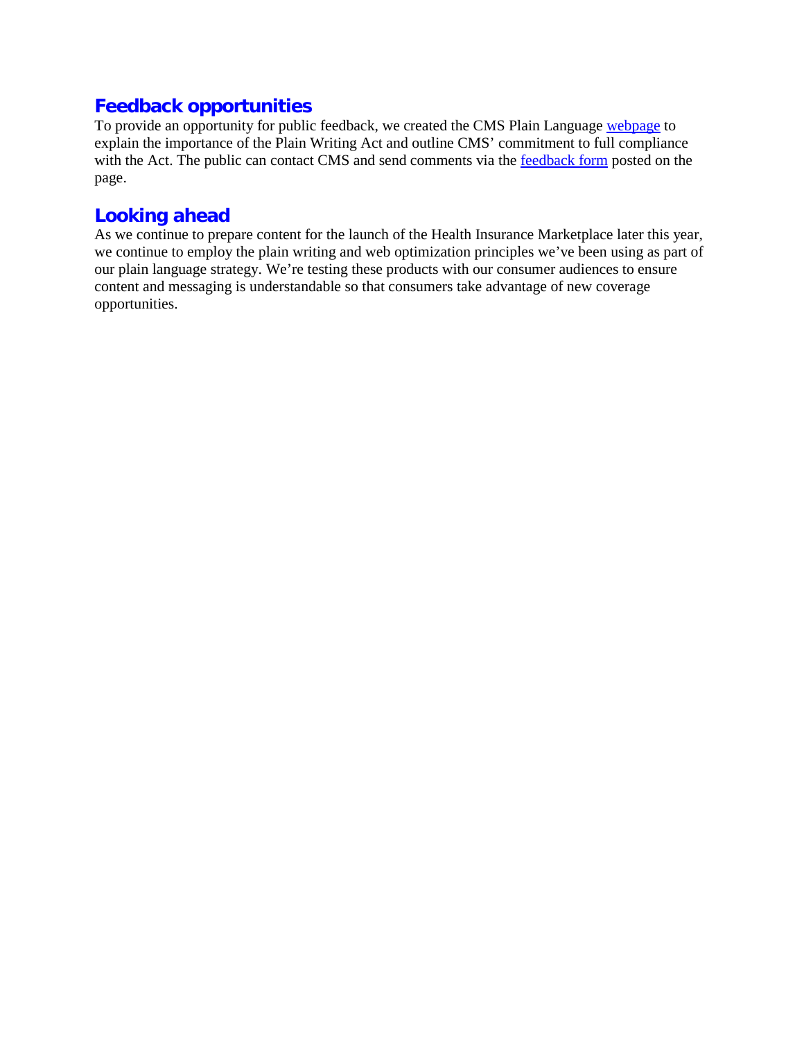## Feedback opportunities

To provide an opportunity for public feedback, we created the CMS Plain Language webpage to explain the importance of the Plain Writing Act and outline CMS' commitment to full compliance with the Act. The public can contact CMS and send comments via the feedback form posted on the page.

## Looking ahead

As we continue to prepare content for the launch of the Health Insurance Marketplace later this year, we continue to employ the plain writing and web optimization principles we've been using as part of our plain language strategy. We're testing these products with our consumer audiences to ensure content and messaging is understandable so that consumers take advantage of new coverage opportunities.